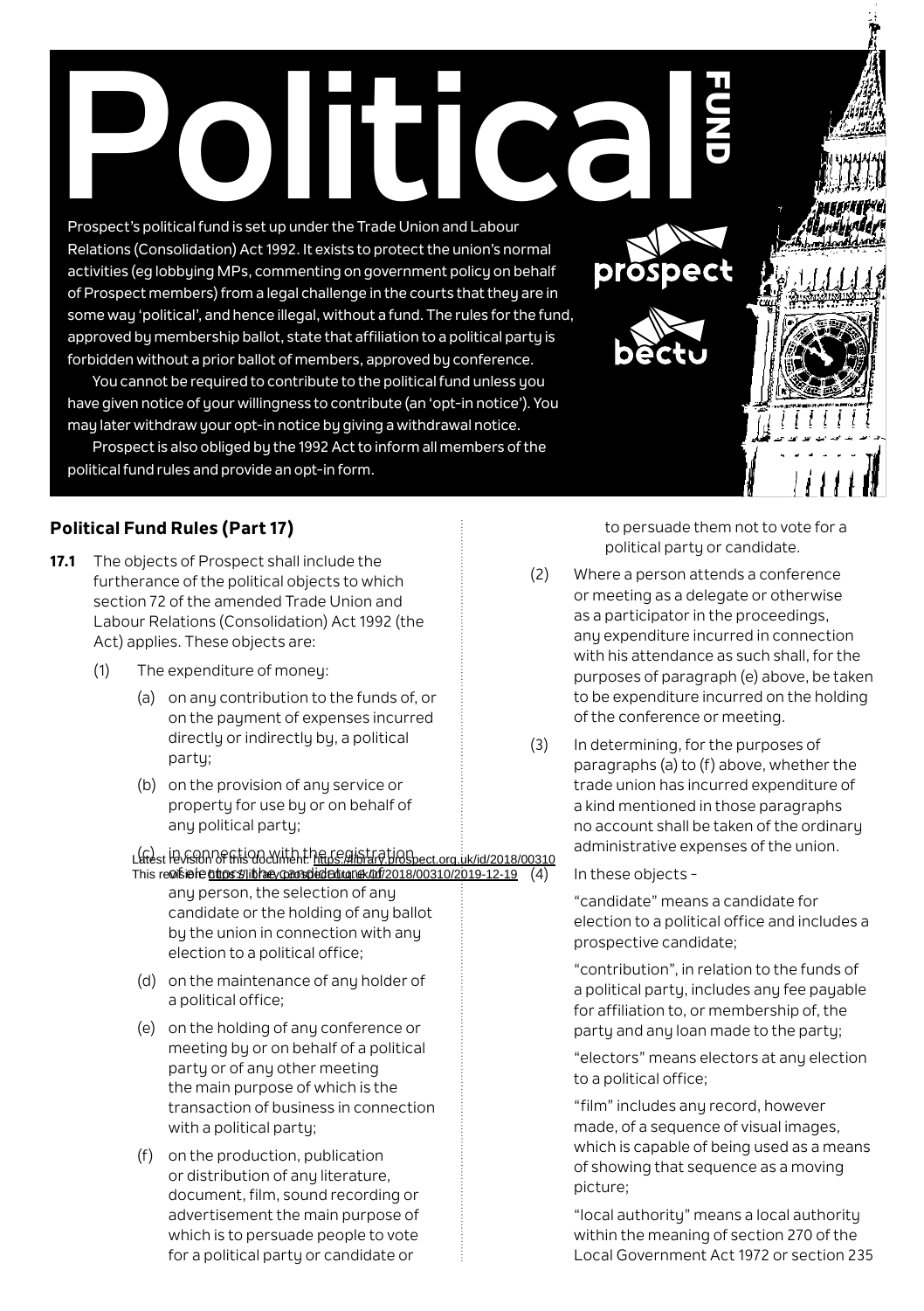# Political FUND

Prospect's political fund is set up under the Trade Union and Labour Relations (Consolidation) Act 1992. It exists to protect the union's normal activities (eg lobbying MPs, commenting on government policy on behalf of Prospect members) from a legal challenge in the courts that they are in some way 'political', and hence illegal, without a fund. The rules for the fund, approved by membership ballot, state that affiliation to a political party is forbidden without a prior ballot of members, approved by conference.

You cannot be required to contribute to the political fund unless you have given notice of your willingness to contribute (an 'opt-in notice'). You may later withdraw your opt-in notice by giving a withdrawal notice.

Prospect is also obliged by the 1992 Act to inform all members of the political fund rules and provide an opt-in form.

## Political Fund Rules (Part 17)

**17.1** The objects of Prospect shall include the furtherance of the political objects to which section 72 of the amended Trade Union and Labour Relations (Consolidation) Act 1992 (the Act) applies. These objects are:

(1) The expenditure of money:

(a) on any contribution to the funds of, or on the payment of expenses incurred directly or indirectly by, a political party;

(b) on the provision of any service or property for use by or on behalf of any political party;

(c) in connection with the registration of electors, the candidature of any person, the selection of any candidate or the holding of any ballot by the union in connection with any election to a political office;

(d) on the maintenance of any holder of a political office;

(e) on the holding of any conference or meeting by or on behalf of a political party or of any other meeting the main purpose of which is the transaction of business in connection with a political party;

(f) on the production, publication or distribution of any literature, document, film, sound recording or advertisement the main purpose of which is to persuade people to vote for a political party or candidate or to persuade them not to vote for a political party or candidate.

(2) Where a person attends a conference or meeting as a delegate or otherwise as a participator in the proceedings, any expenditure incurred in connection with his attendance as such shall, for the purposes of paragraph (e) above, be taken to be expenditure incurred on the holding of the conference or meeting.

(3) In determining, for the purposes of paragraphs (a) to (f) above, whether the trade union has incurred expenditure of a kind mentioned in those paragraphs no account shall be taken of the ordinary administrative expenses of the union.

(4) In these objects –

"candidate" means a candidate for election to a political office and includes a prospective candidate;

"contribution", in relation to the funds of a political party, includes any fee payable for affiliation to, or membership of, the party and any loan made to the party;

"electors" means electors at any election to a political office;

"film" includes any record, however made, of a sequence of visual images, which is capable of being used as a means of showing that sequence as a moving picture;

"local authority" means a local authority within the meaning of section 270 of the Local Government Act 1972 or section 235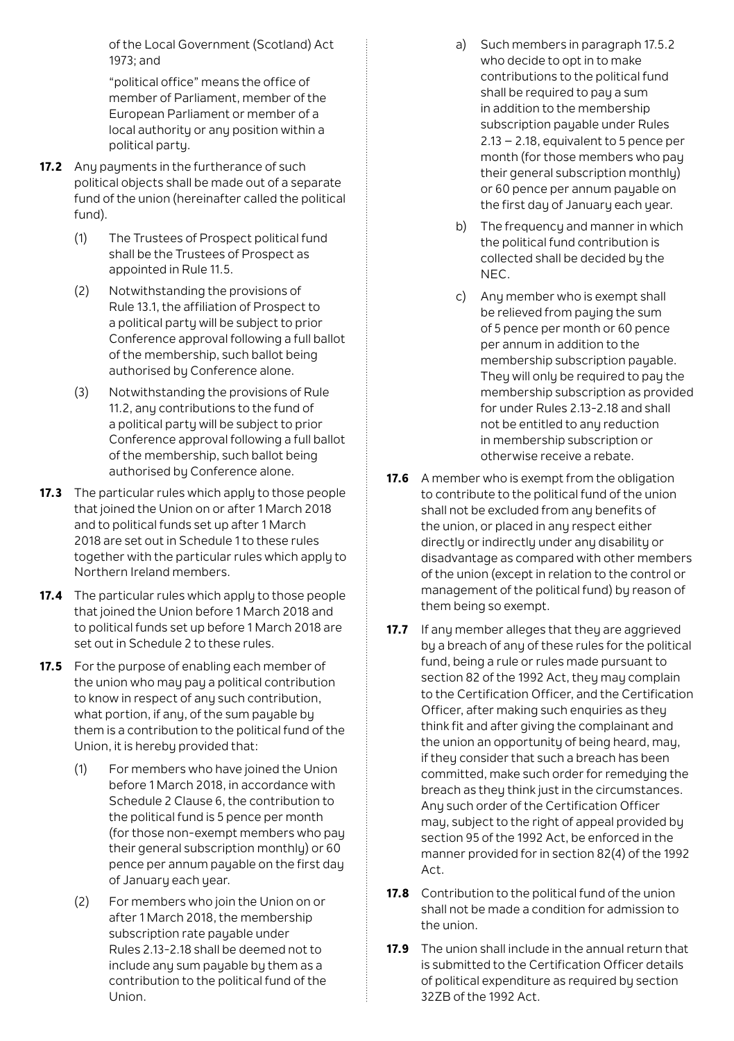of the Local Government (Scotland) Act 1973; and

"political office" means the office of member of Parliament, member of the European Parliament or member of a local authority or any position within a political party.

**17.2** Any payments in the furtherance of such political objects shall be made out of a separate fund of the union (hereinafter called the political fund).

(1) The Trustees of Prospect political fund shall be the Trustees of Prospect as appointed in Rule 11.5.

(2) Notwithstanding the provisions of Rule 13.1, the affiliation of Prospect to a political party will be subject to prior Conference approval following a full ballot of the membership, such ballot being authorised by Conference alone.

(3) Notwithstanding the provisions of Rule 11.2, any contributions to the fund of a political party will be subject to prior Conference approval following a full ballot of the membership, such ballot being authorised by Conference alone.

**17.3** The particular rules which apply to those people that joined the Union on or after 1 March 2018 and to political funds set up after 1 March 2018 are set out in Schedule 1 to these rules together with the particular rules which apply to Northern Ireland members.

**17.4** The particular rules which apply to those people that joined the Union before 1 March 2018 and to political funds set up before 1 March 2018 are set out in Schedule 2 to these rules.

**17.5** For the purpose of enabling each member of the union who may pay a political contribution to know in respect of any such contribution, what portion, if any, of the sum payable by them is a contribution to the political fund of the Union, it is hereby provided that:

(1) For members who have joined the Union before 1 March 2018, in accordance with Schedule 2 Clause 6, the contribution to the political fund is 5 pence per month (for those non-exempt members who pay their general subscription monthly) or 60 pence per annum payable on the first day of January each year.

(2) For members who join the Union on or after 1 March 2018, the membership subscription rate payable under Rules 2.13-2.18 shall be deemed not to include any sum payable by them as a contribution to the political fund of the Union.

a) Such members in paragraph 17.5.2 who decide to opt in to make contributions to the political fund shall be required to pay a sum in addition to the membership subscription payable under Rules 2.13 – 2.18, equivalent to 5 pence per month (for those members who pay their general subscription monthly) or 60 pence per annum payable on the first day of January each year.

b) The frequency and manner in which the political fund contribution is collected shall be decided by the NEC.

c) Any member who is exempt shall be relieved from paying the sum of 5 pence per month or 60 pence per annum in addition to the membership subscription payable. They will only be required to pay the membership subscription as provided for under Rules 2.13-2.18 and shall not be entitled to any reduction in membership subscription or otherwise receive a rebate.

**17.6** A member who is exempt from the obligation to contribute to the political fund of the union shall not be excluded from any benefits of the union, or placed in any respect either directly or indirectly under any disability or disadvantage as compared with other members of the union (except in relation to the control or management of the political fund) by reason of them being so exempt.

**17.7** If any member alleges that they are aggrieved by a breach of any of these rules for the political fund, being a rule or rules made pursuant to section 82 of the 1992 Act, they may complain to the Certification Officer, and the Certification Officer, after making such enquiries as they think fit and after giving the complainant and the union an opportunity of being heard, may, if they consider that such a breach has been committed, make such order for remedying the breach as they think just in the circumstances. Any such order of the Certification Officer may, subject to the right of appeal provided by section 95 of the 1992 Act, be enforced in the manner provided for in section 82(4) of the 1992 Act.

**17.8** Contribution to the political fund of the union shall not be made a condition for admission to the union.

**17.9** The union shall include in the annual return that is submitted to the Certification Officer details of political expenditure as required by section 32ZB of the 1992 Act.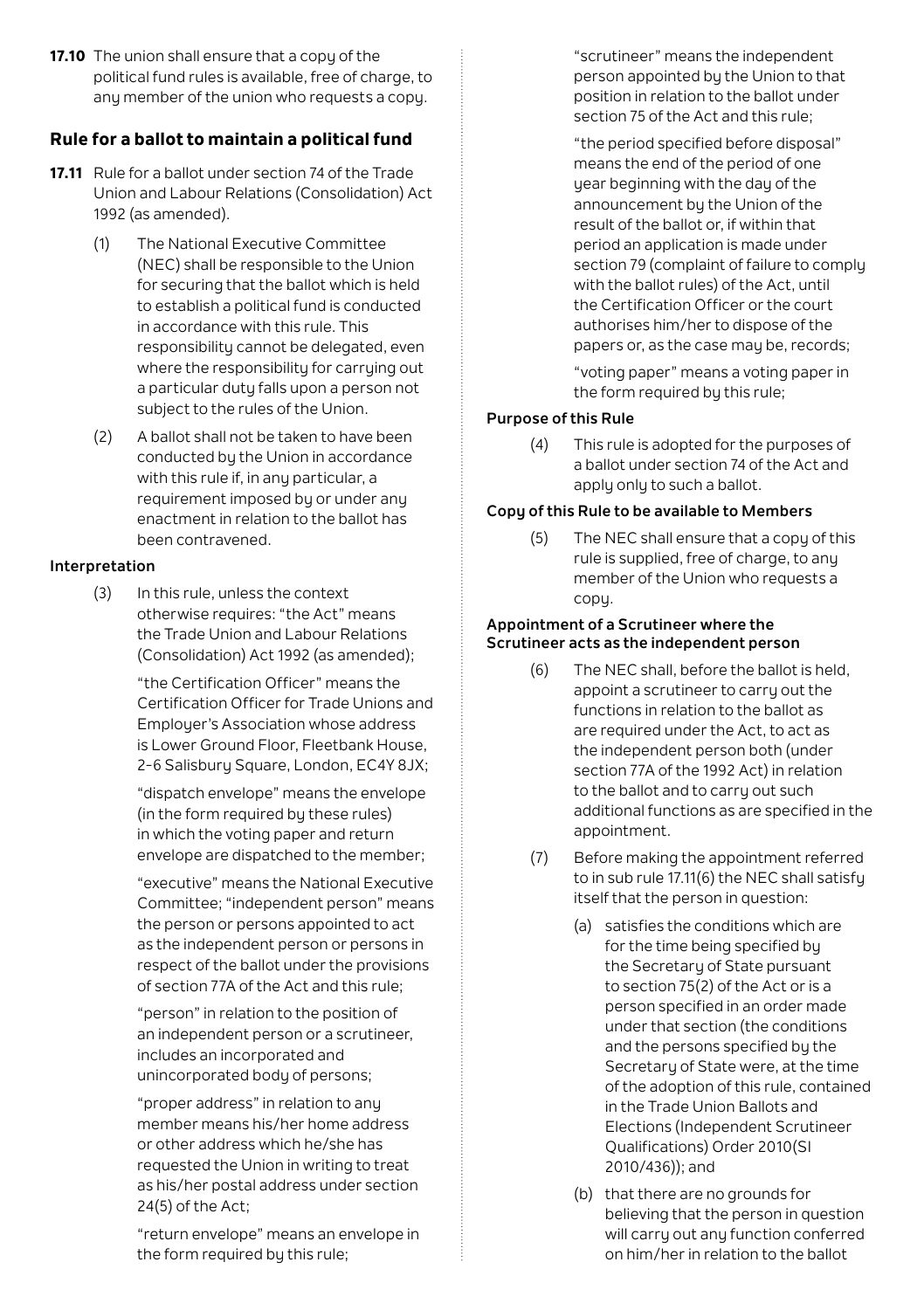**17.10** The union shall ensure that a copy of the political fund rules is available, free of charge, to any member of the union who requests a copy.

## Rule for a ballot to maintain a political fund

**17.11** Rule for a ballot under section 74 of the Trade Union and Labour Relations (Consolidation) Act 1992 (as amended).

(1) The National Executive Committee (NEC) shall be responsible to the Union for securing that the ballot which is held to establish a political fund is conducted in accordance with this rule. This responsibility cannot be delegated, even where the responsibility for carrying out a particular duty falls upon a person not subject to the rules of the Union.

(2) A ballot shall not be taken to have been conducted by the Union in accordance with this rule if, in any particular, a requirement imposed by or under any enactment in relation to the ballot has been contravened.

### Interpretation

(3) In this rule, unless the context otherwise requires: "the Act" means the Trade Union and Labour Relations (Consolidation) Act 1992 (as amended);

"the Certification Officer" means the Certification Officer for Trade Unions and Employer's Association whose address is Lower Ground Floor, Fleetbank House, 2-6 Salisbury Square, London, EC4Y 8JX;

"dispatch envelope" means the envelope (in the form required by these rules) in which the voting paper and return envelope are dispatched to the member;

"executive" means the National Executive Committee; "independent person" means the person or persons appointed to act as the independent person or persons in respect of the ballot under the provisions of section 77A of the Act and this rule;

"person" in relation to the position of an independent person or a scrutineer, includes an incorporated and unincorporated body of persons;

"proper address" in relation to any member means his/her home address or other address which he/she has requested the Union in writing to treat as his/her postal address under section 24(5) of the Act;

"return envelope" means an envelope in the form required by this rule;

"scrutineer" means the independent person appointed by the Union to that position in relation to the ballot under section 75 of the Act and this rule;

"the period specified before disposal" means the end of the period of one year beginning with the day of the announcement by the Union of the result of the ballot or, if within that period an application is made under section 79 (complaint of failure to comply with the ballot rules) of the Act, until the Certification Officer or the court authorises him/her to dispose of the papers or, as the case may be, records;

"voting paper" means a voting paper in the form required by this rule;

### Purpose of this Rule

(4) This rule is adopted for the purposes of a ballot under section 74 of the Act and apply only to such a ballot.

### Copy of this Rule to be available to Members

(5) The NEC shall ensure that a copy of this rule is supplied, free of charge, to any member of the Union who requests a copy.

### Appointment of a Scrutineer where the Scrutineer acts as the independent person

(6) The NEC shall, before the ballot is held, appoint a scrutineer to carry out the functions in relation to the ballot as are required under the Act, to act as the independent person both (under section 77A of the 1992 Act) in relation to the ballot and to carry out such additional functions as are specified in the appointment.

(7) Before making the appointment referred to in sub rule 17.11(6) the NEC shall satisfy itself that the person in question:

(a) satisfies the conditions which are for the time being specified by the Secretary of State pursuant to section 75(2) of the Act or is a person specified in an order made under that section (the conditions and the persons specified by the Secretary of State were, at the time of the adoption of this rule, contained in the Trade Union Ballots and Elections (Independent Scrutineer Qualifications) Order 2010(SI 2010/436)); and

(b) that there are no grounds for believing that the person in question will carry out any function conferred on him/her in relation to the ballot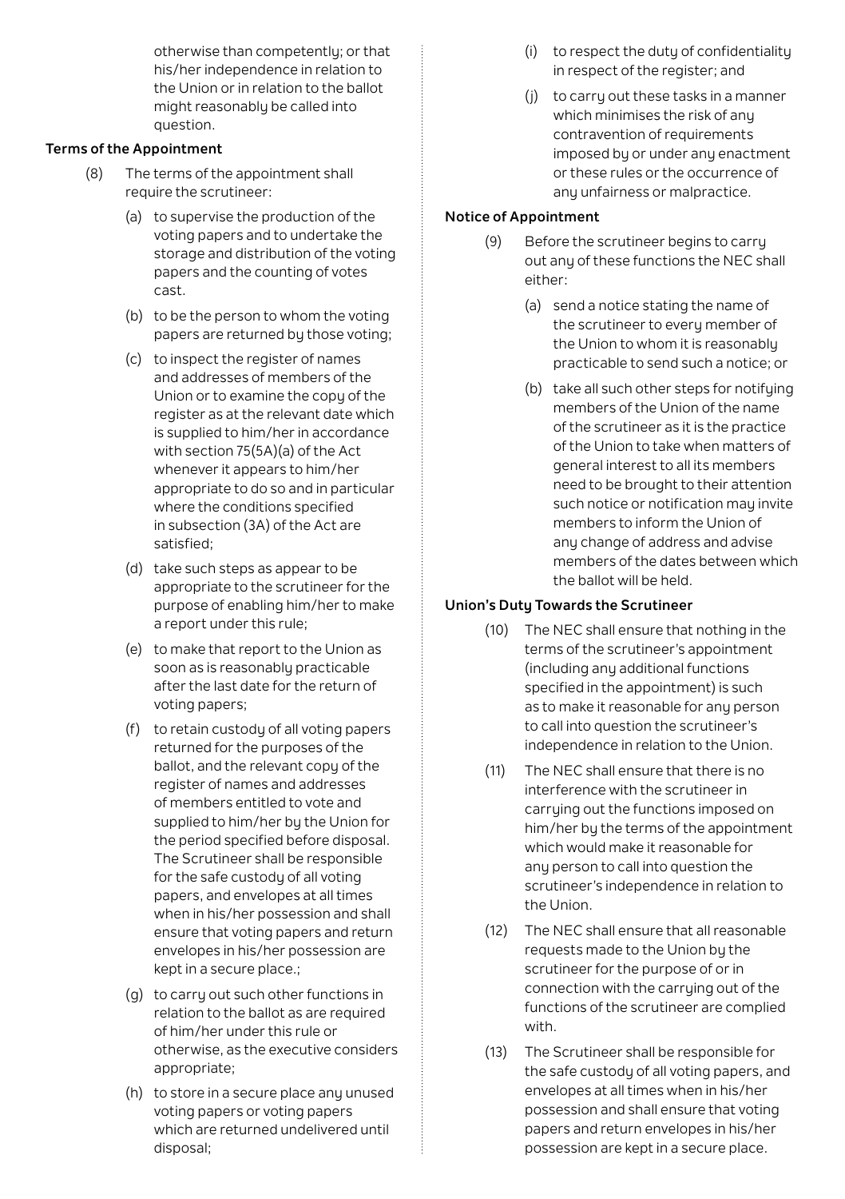otherwise than competently; or that his/her independence in relation to the Union or in relation to the ballot might reasonably be called into question.

**Terms of the Appointment**

(8) The terms of the appointment shall require the scrutineer:

(a) to supervise the production of the voting papers and to undertake the storage and distribution of the voting papers and the counting of votes cast.

(b) to be the person to whom the voting papers are returned by those voting;

(c) to inspect the register of names and addresses of members of the Union or to examine the copy of the register as at the relevant date which is supplied to him/her in accordance with section 75(5A)(a) of the Act whenever it appears to him/her appropriate to do so and in particular where the conditions specified in subsection (3A) of the Act are satisfied;

(d) take such steps as appear to be appropriate to the scrutineer for the purpose of enabling him/her to make a report under this rule;

(e) to make that report to the Union as soon as is reasonably practicable after the last date for the return of voting papers;

(f) to retain custody of all voting papers returned for the purposes of the ballot, and the relevant copy of the register of names and addresses of members entitled to vote and supplied to him/her by the Union for the period specified before disposal. The Scrutineer shall be responsible for the safe custody of all voting papers, and envelopes at all times when in his/her possession and shall ensure that voting papers and return envelopes in his/her possession are kept in a secure place.;

(g) to carry out such other functions in relation to the ballot as are required of him/her under this rule or otherwise, as the executive considers appropriate;

(h) to store in a secure place any unused voting papers or voting papers which are returned undelivered until disposal;

(i) to respect the duty of confidentiality in respect of the register; and

(j) to carry out these tasks in a manner which minimises the risk of any contravention of requirements imposed by or under any enactment or these rules or the occurrence of any unfairness or malpractice.

**Notice of Appointment**

(9) Before the scrutineer begins to carry out any of these functions the NEC shall either:

(a) send a notice stating the name of the scrutineer to every member of the Union to whom it is reasonably practicable to send such a notice; or

(b) take all such other steps for notifying members of the Union of the name of the scrutineer as it is the practice of the Union to take when matters of general interest to all its members need to be brought to their attention such notice or notification may invite members to inform the Union of any change of address and advise members of the dates between which the ballot will be held.

**Union's Duty Towards the Scrutineer**

(10) The NEC shall ensure that nothing in the terms of the scrutineer's appointment (including any additional functions specified in the appointment) is such as to make it reasonable for any person to call into question the scrutineer's independence in relation to the Union.

(11) The NEC shall ensure that there is no interference with the scrutineer in carrying out the functions imposed on him/her by the terms of the appointment which would make it reasonable for any person to call into question the scrutineer's independence in relation to the Union.

(12) The NEC shall ensure that all reasonable requests made to the Union by the scrutineer for the purpose of or in connection with the carrying out of the functions of the scrutineer are complied with.

(13) The Scrutineer shall be responsible for the safe custody of all voting papers, and envelopes at all times when in his/her possession and shall ensure that voting papers and return envelopes in his/her possession are kept in a secure place.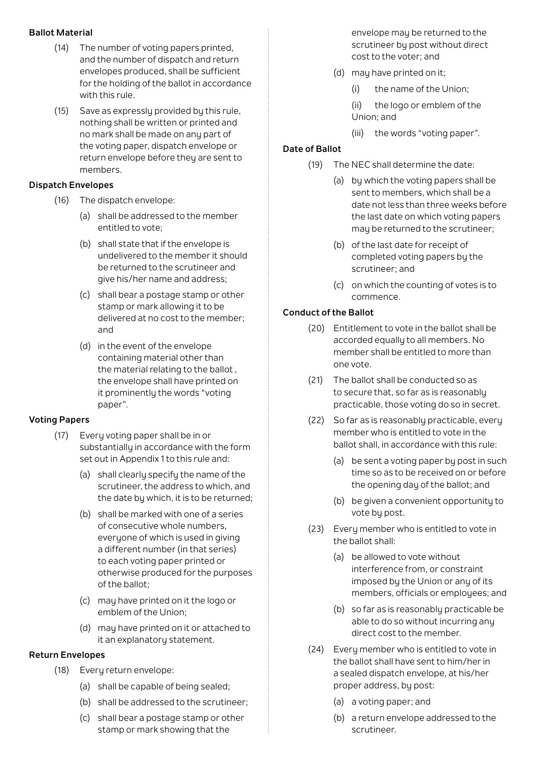### Ballot Material

(14) The number of voting papers printed, and the number of dispatch and return envelopes produced, shall be sufficient for the holding of the ballot in accordance with this rule.

(15) Save as expressly provided by this rule, nothing shall be written or printed and no mark shall be made on any part of the voting paper, dispatch envelope or return envelope before they are sent to members.

### Dispatch Envelopes

(16) The dispatch envelope:

(a) shall be addressed to the member entitled to vote;

(b) shall state that if the envelope is undelivered to the member it should be returned to the scrutineer and give his/her name and address;

(c) shall bear a postage stamp or other stamp or mark allowing it to be delivered at no cost to the member; and

(d) in the event of the envelope containing material other than the material relating to the ballot , the envelope shall have printed on it prominently the words "voting paper".

### Voting Papers

(17) Every voting paper shall be in or substantially in accordance with the form set out in Appendix 1 to this rule and:

(a) shall clearly specify the name of the scrutineer, the address to which, and the date by which, it is to be returned;

(b) shall be marked with one of a series of consecutive whole numbers, everyone of which is used in giving a different number (in that series) to each voting paper printed or otherwise produced for the purposes of the ballot;

(c) may have printed on it the logo or emblem of the Union;

(d) may have printed on it or attached to it an explanatory statement.

### Return Envelopes

(18) Every return envelope:

(a) shall be capable of being sealed;

(b) shall be addressed to the scrutineer;

(c) shall bear a postage stamp or other stamp or mark showing that the envelope may be returned to the scrutineer by post without direct cost to the voter; and

(d) may have printed on it;

(i) the name of the Union;

(ii) the logo or emblem of the Union; and

(iii) the words "voting paper".

### Date of Ballot

(19) The NEC shall determine the date:

(a) by which the voting papers shall be sent to members, which shall be a date not less than three weeks before the last date on which voting papers may be returned to the scrutineer;

(b) of the last date for receipt of completed voting papers by the scrutineer; and

(c) on which the counting of votes is to commence.

### Conduct of the Ballot

(20) Entitlement to vote in the ballot shall be accorded equally to all members. No member shall be entitled to more than one vote.

(21) The ballot shall be conducted so as to secure that, so far as is reasonably practicable, those voting do so in secret.

(22) So far as is reasonably practicable, every member who is entitled to vote in the ballot shall, in accordance with this rule:

(a) be sent a voting paper by post in such time so as to be received on or before the opening day of the ballot; and

(b) be given a convenient opportunity to vote by post.

(23) Every member who is entitled to vote in the ballot shall:

(a) be allowed to vote without interference from, or constraint imposed by the Union or any of its members, officials or employees; and

(b) so far as is reasonably practicable be able to do so without incurring any direct cost to the member.

(24) Every member who is entitled to vote in the ballot shall have sent to him/her in a sealed dispatch envelope, at his/her proper address, by post:

(a) a voting paper; and

(b) a return envelope addressed to the scrutineer.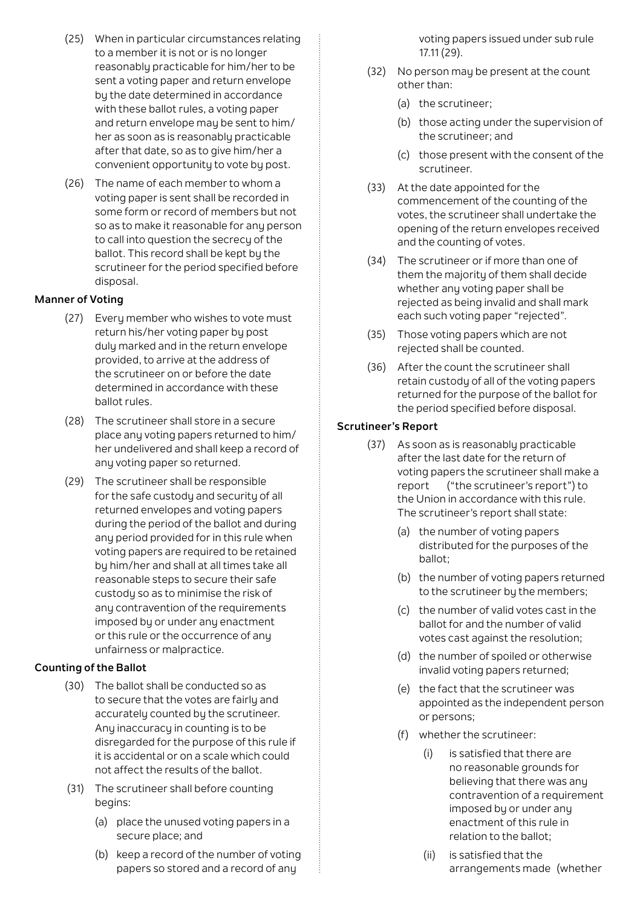(25) When in particular circumstances relating to a member it is not or is no longer reasonably practicable for him/her to be sent a voting paper and return envelope by the date determined in accordance with these ballot rules, a voting paper and return envelope may be sent to him/her as soon as is reasonably practicable after that date, so as to give him/her a convenient opportunity to vote by post.

(26) The name of each member to whom a voting paper is sent shall be recorded in some form or record of members but not so as to make it reasonable for any person to call into question the secrecy of the ballot. This record shall be kept by the scrutineer for the period specified before disposal.

**Manner of Voting**

(27) Every member who wishes to vote must return his/her voting paper by post duly marked and in the return envelope provided, to arrive at the address of the scrutineer on or before the date determined in accordance with these ballot rules.

(28) The scrutineer shall store in a secure place any voting papers returned to him/her undelivered and shall keep a record of any voting paper so returned.

(29) The scrutineer shall be responsible for the safe custody and security of all returned envelopes and voting papers during the period of the ballot and during any period provided for in this rule when voting papers are required to be retained by him/her and shall at all times take all reasonable steps to secure their safe custody so as to minimise the risk of any contravention of the requirements imposed by or under any enactment or this rule or the occurrence of any unfairness or malpractice.

**Counting of the Ballot**

(30) The ballot shall be conducted so as to secure that the votes are fairly and accurately counted by the scrutineer. Any inaccuracy in counting is to be disregarded for the purpose of this rule if it is accidental or on a scale which could not affect the results of the ballot.

(31) The scrutineer shall before counting begins:

- (a) place the unused voting papers in a secure place; and
- (b) keep a record of the number of voting papers so stored and a record of any voting papers issued under sub rule 17.11 (29).

(32) No person may be present at the count other than:

- (a) the scrutineer;
- (b) those acting under the supervision of the scrutineer; and
- (c) those present with the consent of the scrutineer.

(33) At the date appointed for the commencement of the counting of the votes, the scrutineer shall undertake the opening of the return envelopes received and the counting of votes.

(34) The scrutineer or if more than one of them the majority of them shall decide whether any voting paper shall be rejected as being invalid and shall mark each such voting paper "rejected".

(35) Those voting papers which are not rejected shall be counted.

(36) After the count the scrutineer shall retain custody of all of the voting papers returned for the purpose of the ballot for the period specified before disposal.

**Scrutineer's Report**

(37) As soon as is reasonably practicable after the last date for the return of voting papers the scrutineer shall make a report ("the scrutineer's report") to the Union in accordance with this rule. The scrutineer's report shall state:

- (a) the number of voting papers distributed for the purposes of the ballot;
- (b) the number of voting papers returned to the scrutineer by the members;
- (c) the number of valid votes cast in the ballot for and the number of valid votes cast against the resolution;
- (d) the number of spoiled or otherwise invalid voting papers returned;
- (e) the fact that the scrutineer was appointed as the independent person or persons;
- (f) whether the scrutineer:
  - (i) is satisfied that there are no reasonable grounds for believing that there was any contravention of a requirement imposed by or under any enactment of this rule in relation to the ballot;
  - (ii) is satisfied that the arrangements made (whether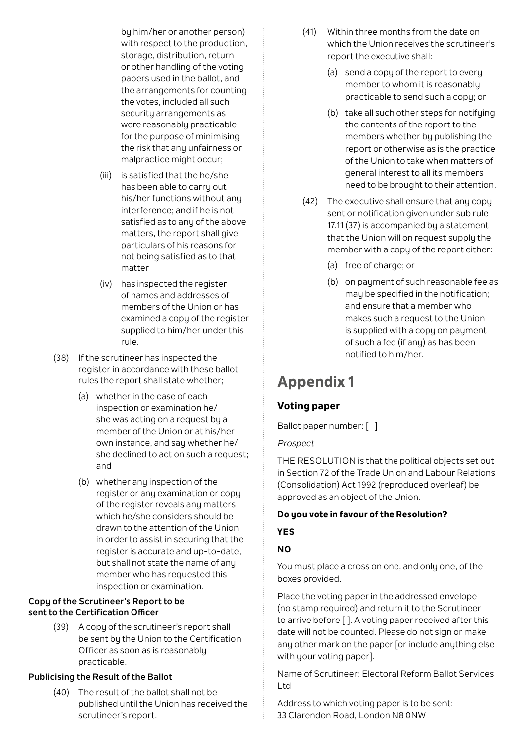by him/her or another person) with respect to the production, storage, distribution, return or other handling of the voting papers used in the ballot, and the arrangements for counting the votes, included all such security arrangements as were reasonably practicable for the purpose of minimising the risk that any unfairness or malpractice might occur;

(iii) is satisfied that the he/she has been able to carry out his/her functions without any interference; and if he is not satisfied as to any of the above matters, the report shall give particulars of his reasons for not being satisfied as to that matter

(iv) has inspected the register of names and addresses of members of the Union or has examined a copy of the register supplied to him/her under this rule.

(38) If the scrutineer has inspected the register in accordance with these ballot rules the report shall state whether;

(a) whether in the case of each inspection or examination he/she was acting on a request by a member of the Union or at his/her own instance, and say whether he/she declined to act on such a request; and

(b) whether any inspection of the register or any examination or copy of the register reveals any matters which he/she considers should be drawn to the attention of the Union in order to assist in securing that the register is accurate and up-to-date, but shall not state the name of any member who has requested this inspection or examination.

**Copy of the Scrutineer's Report to be sent to the Certification Officer**

(39) A copy of the scrutineer's report shall be sent by the Union to the Certification Officer as soon as is reasonably practicable.

**Publicising the Result of the Ballot**

(40) The result of the ballot shall not be published until the Union has received the scrutineer's report.

(41) Within three months from the date on which the Union receives the scrutineer's report the executive shall:

(a) send a copy of the report to every member to whom it is reasonably practicable to send such a copy; or

(b) take all such other steps for notifying the contents of the report to the members whether by publishing the report or otherwise as is the practice of the Union to take when matters of general interest to all its members need to be brought to their attention.

(42) The executive shall ensure that any copy sent or notification given under sub rule 17.11 (37) is accompanied by a statement that the Union will on request supply the member with a copy of the report either:

(a) free of charge; or

(b) on payment of such reasonable fee as may be specified in the notification; and ensure that a member who makes such a request to the Union is supplied with a copy on payment of such a fee (if any) as has been notified to him/her.

# Appendix 1

### Voting paper

Ballot paper number: [ ]

*Prospect*

THE RESOLUTION is that the political objects set out in Section 72 of the Trade Union and Labour Relations (Consolidation) Act 1992 (reproduced overleaf) be approved as an object of the Union.

**Do you vote in favour of the Resolution?**

**YES**

**NO**

You must place a cross on one, and only one, of the boxes provided.

Place the voting paper in the addressed envelope (no stamp required) and return it to the Scrutineer to arrive before [ ]. A voting paper received after this date will not be counted. Please do not sign or make any other mark on the paper [or include anything else with your voting paper].

Name of Scrutineer: Electoral Reform Ballot Services Ltd

Address to which voting paper is to be sent: 33 Clarendon Road, London N8 0NW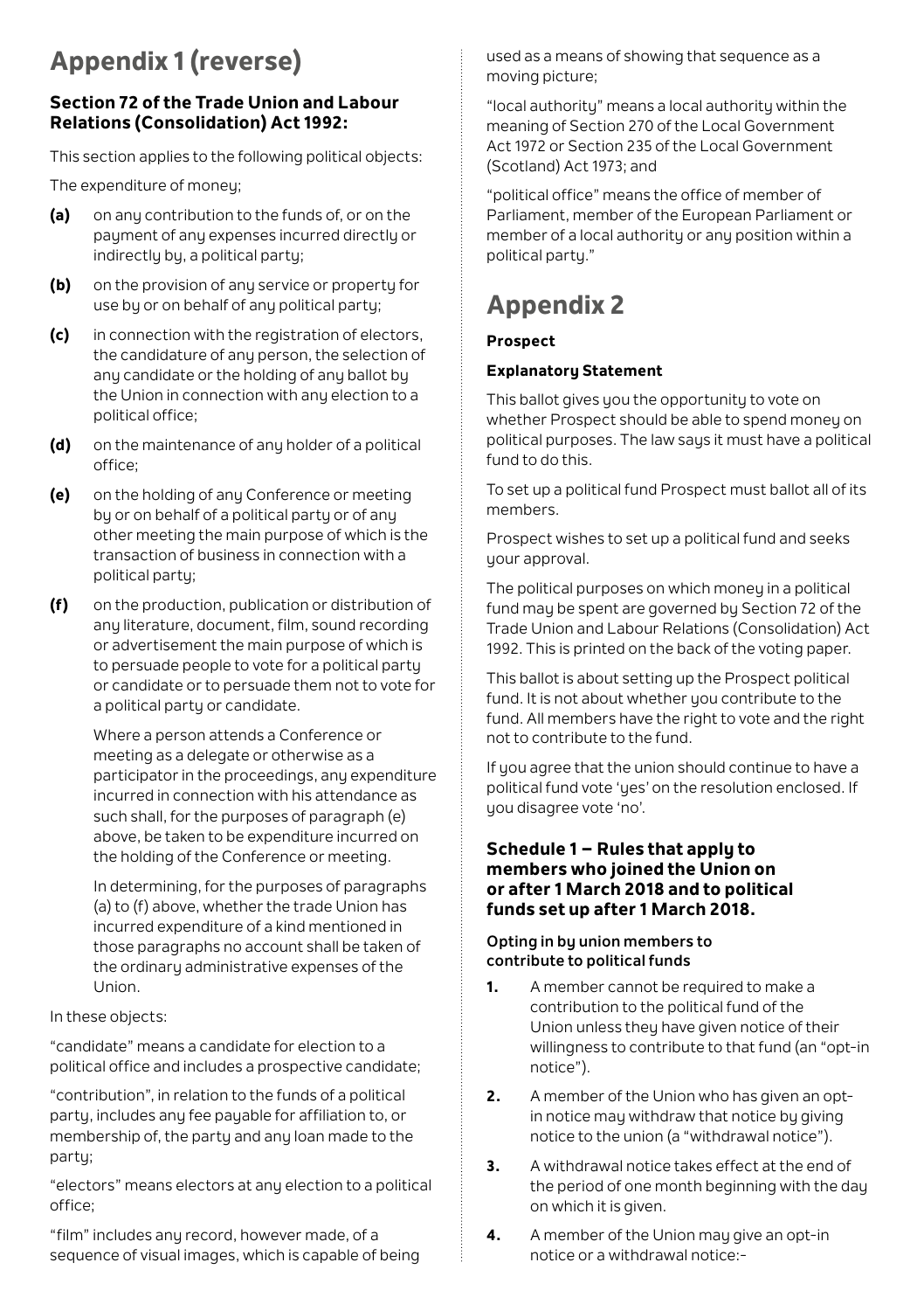# Appendix 1 (reverse)

### Section 72 of the Trade Union and Labour Relations (Consolidation) Act 1992:

This section applies to the following political objects:

The expenditure of money;

**(a)** on any contribution to the funds of, or on the payment of any expenses incurred directly or indirectly by, a political party;

**(b)** on the provision of any service or property for use by or on behalf of any political party;

**(c)** in connection with the registration of electors, the candidature of any person, the selection of any candidate or the holding of any ballot by the Union in connection with any election to a political office;

**(d)** on the maintenance of any holder of a political office;

**(e)** on the holding of any Conference or meeting by or on behalf of a political party or of any other meeting the main purpose of which is the transaction of business in connection with a political party;

**(f)** on the production, publication or distribution of any literature, document, film, sound recording or advertisement the main purpose of which is to persuade people to vote for a political party or candidate or to persuade them not to vote for a political party or candidate.

Where a person attends a Conference or meeting as a delegate or otherwise as a participator in the proceedings, any expenditure incurred in connection with his attendance as such shall, for the purposes of paragraph (e) above, be taken to be expenditure incurred on the holding of the Conference or meeting.

In determining, for the purposes of paragraphs (a) to (f) above, whether the trade Union has incurred expenditure of a kind mentioned in those paragraphs no account shall be taken of the ordinary administrative expenses of the Union.

In these objects:

"candidate" means a candidate for election to a political office and includes a prospective candidate;

"contribution", in relation to the funds of a political party, includes any fee payable for affiliation to, or membership of, the party and any loan made to the party;

"electors" means electors at any election to a political office;

"film" includes any record, however made, of a sequence of visual images, which is capable of being used as a means of showing that sequence as a moving picture;

"local authority" means a local authority within the meaning of Section 270 of the Local Government Act 1972 or Section 235 of the Local Government (Scotland) Act 1973; and

"political office" means the office of member of Parliament, member of the European Parliament or member of a local authority or any position within a political party."

# Appendix 2

**Prospect**

**Explanatory Statement**

This ballot gives you the opportunity to vote on whether Prospect should be able to spend money on political purposes. The law says it must have a political fund to do this.

To set up a political fund Prospect must ballot all of its members.

Prospect wishes to set up a political fund and seeks your approval.

The political purposes on which money in a political fund may be spent are governed by Section 72 of the Trade Union and Labour Relations (Consolidation) Act 1992. This is printed on the back of the voting paper.

This ballot is about setting up the Prospect political fund. It is not about whether you contribute to the fund. All members have the right to vote and the right not to contribute to the fund.

If you agree that the union should continue to have a political fund vote 'yes' on the resolution enclosed. If you disagree vote 'no'.

### Schedule 1 – Rules that apply to members who joined the Union on or after 1 March 2018 and to political funds set up after 1 March 2018.

**Opting in by union members to contribute to political funds**

1. A member cannot be required to make a contribution to the political fund of the Union unless they have given notice of their willingness to contribute to that fund (an "opt-in notice").
2. A member of the Union who has given an opt-in notice may withdraw that notice by giving notice to the union (a "withdrawal notice").
3. A withdrawal notice takes effect at the end of the period of one month beginning with the day on which it is given.
4. A member of the Union may give an opt-in notice or a withdrawal notice:-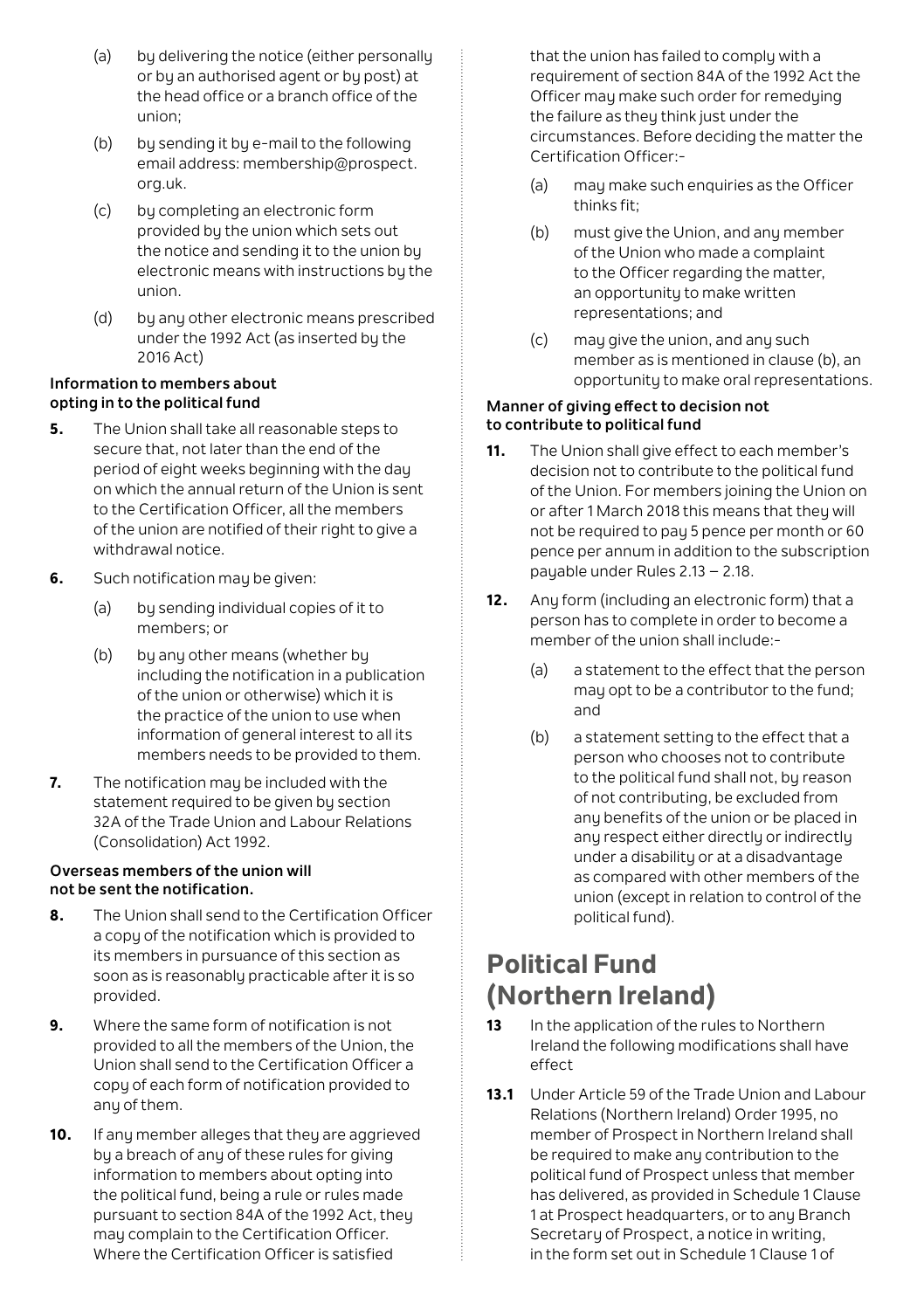(a) by delivering the notice (either personally or by an authorised agent or by post) at the head office or a branch office of the union;

(b) by sending it by e-mail to the following email address: membership@prospect.org.uk.

(c) by completing an electronic form provided by the union which sets out the notice and sending it to the union by electronic means with instructions by the union.

(d) by any other electronic means prescribed under the 1992 Act (as inserted by the 2016 Act)

**Information to members about opting in to the political fund**

**5.** The Union shall take all reasonable steps to secure that, not later than the end of the period of eight weeks beginning with the day on which the annual return of the Union is sent to the Certification Officer, all the members of the union are notified of their right to give a withdrawal notice.

**6.** Such notification may be given:

(a) by sending individual copies of it to members; or

(b) by any other means (whether by including the notification in a publication of the union or otherwise) which it is the practice of the union to use when information of general interest to all its members needs to be provided to them.

**7.** The notification may be included with the statement required to be given by section 32A of the Trade Union and Labour Relations (Consolidation) Act 1992.

**Overseas members of the union will not be sent the notification.**

**8.** The Union shall send to the Certification Officer a copy of the notification which is provided to its members in pursuance of this section as soon as is reasonably practicable after it is so provided.

**9.** Where the same form of notification is not provided to all the members of the Union, the Union shall send to the Certification Officer a copy of each form of notification provided to any of them.

**10.** If any member alleges that they are aggrieved by a breach of any of these rules for giving information to members about opting into the political fund, being a rule or rules made pursuant to section 84A of the 1992 Act, they may complain to the Certification Officer. Where the Certification Officer is satisfied that the union has failed to comply with a requirement of section 84A of the 1992 Act the Officer may make such order for remedying the failure as they think just under the circumstances. Before deciding the matter the Certification Officer:-

(a) may make such enquiries as the Officer thinks fit;

(b) must give the Union, and any member of the Union who made a complaint to the Officer regarding the matter, an opportunity to make written representations; and

(c) may give the union, and any such member as is mentioned in clause (b), an opportunity to make oral representations.

**Manner of giving effect to decision not to contribute to political fund**

**11.** The Union shall give effect to each member's decision not to contribute to the political fund of the Union. For members joining the Union on or after 1 March 2018 this means that they will not be required to pay 5 pence per month or 60 pence per annum in addition to the subscription payable under Rules 2.13 – 2.18.

**12.** Any form (including an electronic form) that a person has to complete in order to become a member of the union shall include:-

(a) a statement to the effect that the person may opt to be a contributor to the fund; and

(b) a statement setting to the effect that a person who chooses not to contribute to the political fund shall not, by reason of not contributing, be excluded from any benefits of the union or be placed in any respect either directly or indirectly under a disability or at a disadvantage as compared with other members of the union (except in relation to control of the political fund).

# Political Fund (Northern Ireland)

**13** In the application of the rules to Northern Ireland the following modifications shall have effect

**13.1** Under Article 59 of the Trade Union and Labour Relations (Northern Ireland) Order 1995, no member of Prospect in Northern Ireland shall be required to make any contribution to the political fund of Prospect unless that member has delivered, as provided in Schedule 1 Clause 1 at Prospect headquarters, or to any Branch Secretary of Prospect, a notice in writing, in the form set out in Schedule 1 Clause 1 of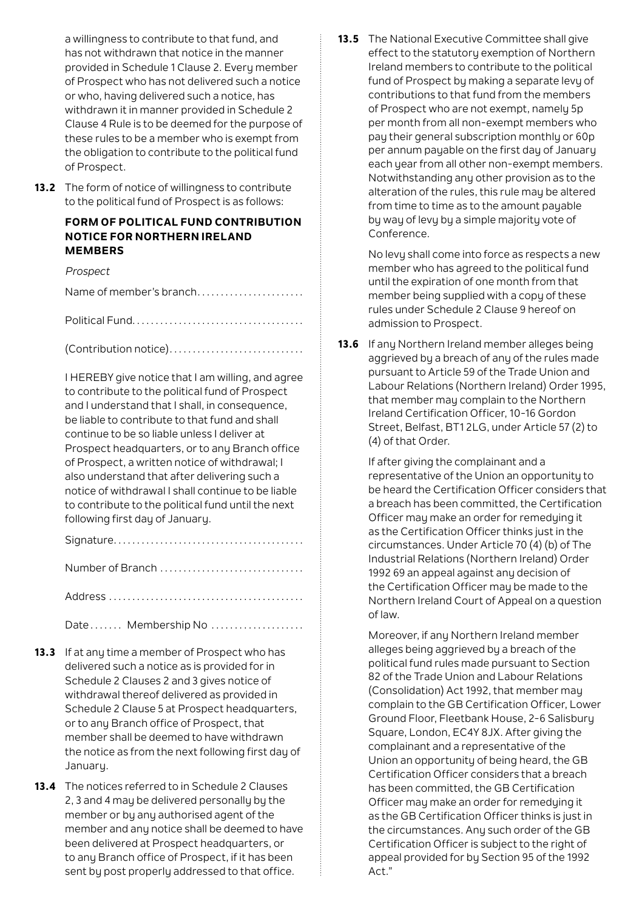a willingness to contribute to that fund, and has not withdrawn that notice in the manner provided in Schedule 1 Clause 2. Every member of Prospect who has not delivered such a notice or who, having delivered such a notice, has withdrawn it in manner provided in Schedule 2 Clause 4 Rule is to be deemed for the purpose of these rules to be a member who is exempt from the obligation to contribute to the political fund of Prospect.

**13.2** The form of notice of willingness to contribute to the political fund of Prospect is as follows:

**FORM OF POLITICAL FUND CONTRIBUTION NOTICE FOR NORTHERN IRELAND MEMBERS**

*Prospect*

Name of member's branch.......................

Political Fund.....................................

(Contribution notice).............................

I HEREBY give notice that I am willing, and agree to contribute to the political fund of Prospect and I understand that I shall, in consequence, be liable to contribute to that fund and shall continue to be so liable unless I deliver at Prospect headquarters, or to any Branch office of Prospect, a written notice of withdrawal; I also understand that after delivering such a notice of withdrawal I shall continue to be liable to contribute to the political fund until the next following first day of January.

Signature.........................................

Number of Branch ...............................

Address ..........................................

Date....... Membership No ....................

**13.3** If at any time a member of Prospect who has delivered such a notice as is provided for in Schedule 2 Clauses 2 and 3 gives notice of withdrawal thereof delivered as provided in Schedule 2 Clause 5 at Prospect headquarters, or to any Branch office of Prospect, that member shall be deemed to have withdrawn the notice as from the next following first day of January.

**13.4** The notices referred to in Schedule 2 Clauses 2, 3 and 4 may be delivered personally by the member or by any authorised agent of the member and any notice shall be deemed to have been delivered at Prospect headquarters, or to any Branch office of Prospect, if it has been sent by post properly addressed to that office.

**13.5** The National Executive Committee shall give effect to the statutory exemption of Northern Ireland members to contribute to the political fund of Prospect by making a separate levy of contributions to that fund from the members of Prospect who are not exempt, namely 5p per month from all non-exempt members who pay their general subscription monthly or 60p per annum payable on the first day of January each year from all other non-exempt members. Notwithstanding any other provision as to the alteration of the rules, this rule may be altered from time to time as to the amount payable by way of levy by a simple majority vote of Conference.

No levy shall come into force as respects a new member who has agreed to the political fund until the expiration of one month from that member being supplied with a copy of these rules under Schedule 2 Clause 9 hereof on admission to Prospect.

**13.6** If any Northern Ireland member alleges being aggrieved by a breach of any of the rules made pursuant to Article 59 of the Trade Union and Labour Relations (Northern Ireland) Order 1995, that member may complain to the Northern Ireland Certification Officer, 10-16 Gordon Street, Belfast, BT1 2LG, under Article 57 (2) to (4) of that Order.

If after giving the complainant and a representative of the Union an opportunity to be heard the Certification Officer considers that a breach has been committed, the Certification Officer may make an order for remedying it as the Certification Officer thinks just in the circumstances. Under Article 70 (4) (b) of The Industrial Relations (Northern Ireland) Order 1992 69 an appeal against any decision of the Certification Officer may be made to the Northern Ireland Court of Appeal on a question of law.

Moreover, if any Northern Ireland member alleges being aggrieved by a breach of the political fund rules made pursuant to Section 82 of the Trade Union and Labour Relations (Consolidation) Act 1992, that member may complain to the GB Certification Officer, Lower Ground Floor, Fleetbank House, 2-6 Salisbury Square, London, EC4Y 8JX. After giving the complainant and a representative of the Union an opportunity of being heard, the GB Certification Officer considers that a breach has been committed, the GB Certification Officer may make an order for remedying it as the GB Certification Officer thinks is just in the circumstances. Any such order of the GB Certification Officer is subject to the right of appeal provided for by Section 95 of the 1992 Act."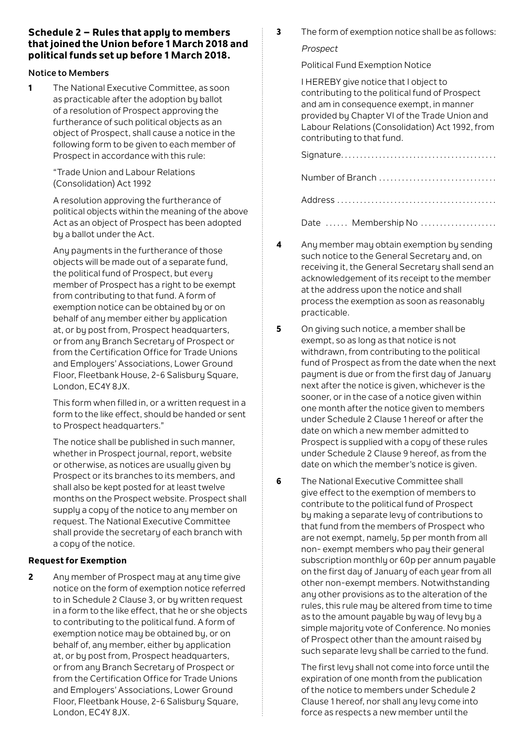## Schedule 2 – Rules that apply to members that joined the Union before 1 March 2018 and political funds set up before 1 March 2018.

**Notice to Members**

**1** The National Executive Committee, as soon as practicable after the adoption by ballot of a resolution of Prospect approving the furtherance of such political objects as an object of Prospect, shall cause a notice in the following form to be given to each member of Prospect in accordance with this rule:

"Trade Union and Labour Relations (Consolidation) Act 1992

A resolution approving the furtherance of political objects within the meaning of the above Act as an object of Prospect has been adopted by a ballot under the Act.

Any payments in the furtherance of those objects will be made out of a separate fund, the political fund of Prospect, but every member of Prospect has a right to be exempt from contributing to that fund. A form of exemption notice can be obtained by or on behalf of any member either by application at, or by post from, Prospect headquarters, or from any Branch Secretary of Prospect or from the Certification Office for Trade Unions and Employers' Associations, Lower Ground Floor, Fleetbank House, 2-6 Salisbury Square, London, EC4Y 8JX.

This form when filled in, or a written request in a form to the like effect, should be handed or sent to Prospect headquarters."

The notice shall be published in such manner, whether in Prospect journal, report, website or otherwise, as notices are usually given by Prospect or its branches to its members, and shall also be kept posted for at least twelve months on the Prospect website. Prospect shall supply a copy of the notice to any member on request. The National Executive Committee shall provide the secretary of each branch with a copy of the notice.

**Request for Exemption**

**2** Any member of Prospect may at any time give notice on the form of exemption notice referred to in Schedule 2 Clause 3, or by written request in a form to the like effect, that he or she objects to contributing to the political fund. A form of exemption notice may be obtained by, or on behalf of, any member, either by application at, or by post from, Prospect headquarters, or from any Branch Secretary of Prospect or from the Certification Office for Trade Unions and Employers' Associations, Lower Ground Floor, Fleetbank House, 2-6 Salisbury Square, London, EC4Y 8JX.

**3** The form of exemption notice shall be as follows:

*Prospect*

Political Fund Exemption Notice

I HEREBY give notice that I object to contributing to the political fund of Prospect and am in consequence exempt, in manner provided by Chapter VI of the Trade Union and Labour Relations (Consolidation) Act 1992, from contributing to that fund.

Signature........................................

Number of Branch ..............................

Address .........................................

Date ...... Membership No ...................

**4** Any member may obtain exemption by sending such notice to the General Secretary and, on receiving it, the General Secretary shall send an acknowledgement of its receipt to the member at the address upon the notice and shall process the exemption as soon as reasonably practicable.

**5** On giving such notice, a member shall be exempt, so as long as that notice is not withdrawn, from contributing to the political fund of Prospect as from the date when the next payment is due or from the first day of January next after the notice is given, whichever is the sooner, or in the case of a notice given within one month after the notice given to members under Schedule 2 Clause 1 hereof or after the date on which a new member admitted to Prospect is supplied with a copy of these rules under Schedule 2 Clause 9 hereof, as from the date on which the member's notice is given.

**6** The National Executive Committee shall give effect to the exemption of members to contribute to the political fund of Prospect by making a separate levy of contributions to that fund from the members of Prospect who are not exempt, namely, 5p per month from all non- exempt members who pay their general subscription monthly or 60p per annum payable on the first day of January of each year from all other non-exempt members. Notwithstanding any other provisions as to the alteration of the rules, this rule may be altered from time to time as to the amount payable by way of levy by a simple majority vote of Conference. No monies of Prospect other than the amount raised by such separate levy shall be carried to the fund.

The first levy shall not come into force until the expiration of one month from the publication of the notice to members under Schedule 2 Clause 1 hereof, nor shall any levy come into force as respects a new member until the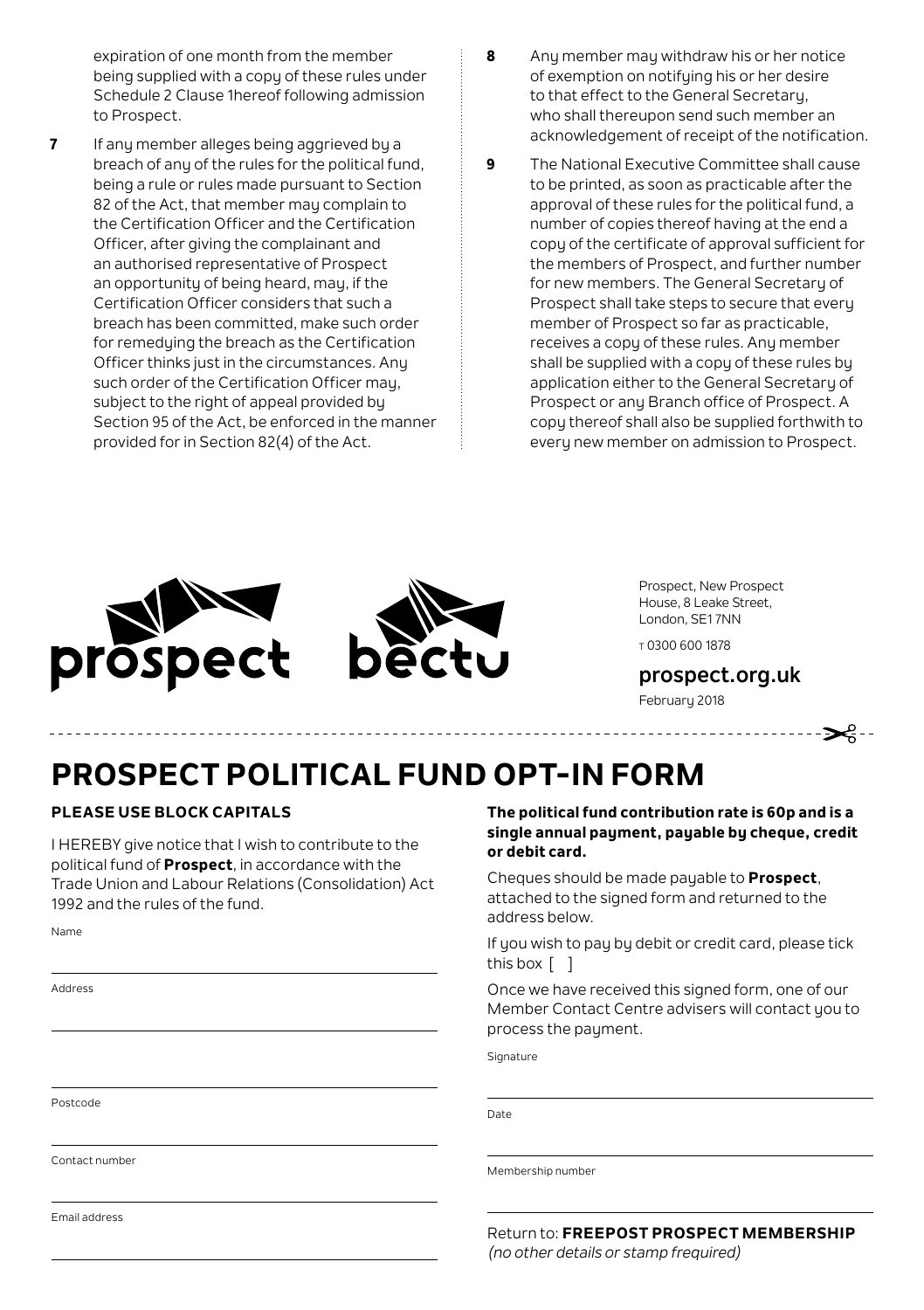expiration of one month from the member being supplied with a copy of these rules under Schedule 2 Clause 1hereof following admission to Prospect.

**7** If any member alleges being aggrieved by a breach of any of the rules for the political fund, being a rule or rules made pursuant to Section 82 of the Act, that member may complain to the Certification Officer and the Certification Officer, after giving the complainant and an authorised representative of Prospect an opportunity of being heard, may, if the Certification Officer considers that such a breach has been committed, make such order for remedying the breach as the Certification Officer thinks just in the circumstances. Any such order of the Certification Officer may, subject to the right of appeal provided by Section 95 of the Act, be enforced in the manner provided for in Section 82(4) of the Act.

**8** Any member may withdraw his or her notice of exemption on notifying his or her desire to that effect to the General Secretary, who shall thereupon send such member an acknowledgement of receipt of the notification.

**9** The National Executive Committee shall cause to be printed, as soon as practicable after the approval of these rules for the political fund, a number of copies thereof having at the end a copy of the certificate of approval sufficient for the members of Prospect, and further number for new members. The General Secretary of Prospect shall take steps to secure that every member of Prospect so far as practicable, receives a copy of these rules. Any member shall be supplied with a copy of these rules by application either to the General Secretary of Prospect or any Branch office of Prospect. A copy thereof shall also be supplied forthwith to every new member on admission to Prospect.

prospect bectu

Prospect, New Prospect House, 8 Leake Street, London, SE1 7NN

T 0300 600 1878

**prospect.org.uk**

February 2018

# PROSPECT POLITICAL FUND OPT-IN FORM

**PLEASE USE BLOCK CAPITALS**

I HEREBY give notice that I wish to contribute to the political fund of **Prospect**, in accordance with the Trade Union and Labour Relations (Consolidation) Act 1992 and the rules of the fund.

Name

Address

Postcode

Contact number

Email address

**The political fund contribution rate is 60p and is a single annual payment, payable by cheque, credit or debit card.**

Cheques should be made payable to **Prospect**, attached to the signed form and returned to the address below.

If you wish to pay by debit or credit card, please tick this box [ ]

Once we have received this signed form, one of our Member Contact Centre advisers will contact you to process the payment.

Signature

Date

Membership number

Return to: **FREEPOST PROSPECT MEMBERSHIP**
*(no other details or stamp frequired)*